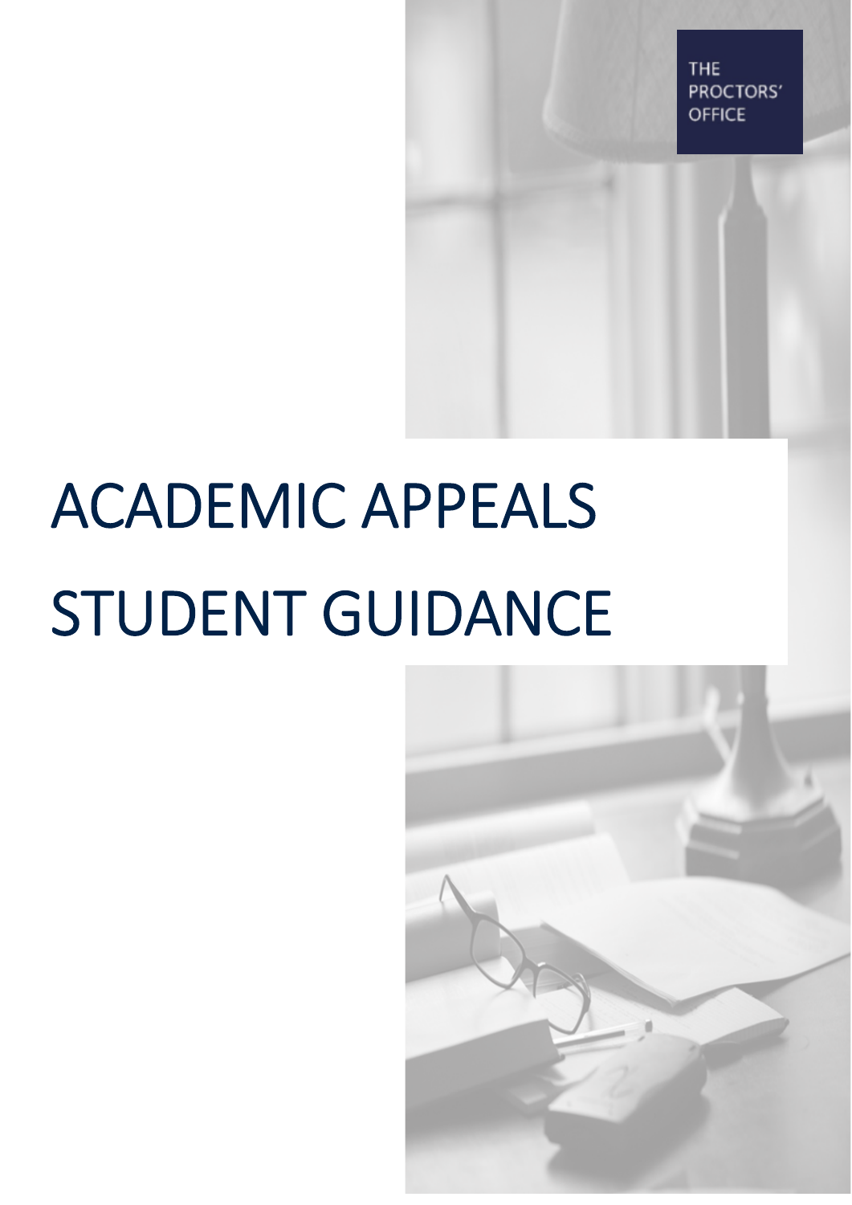THE PROCTORS' OFFICE

# ACADEMIC APPEALS STUDENT GUIDANCE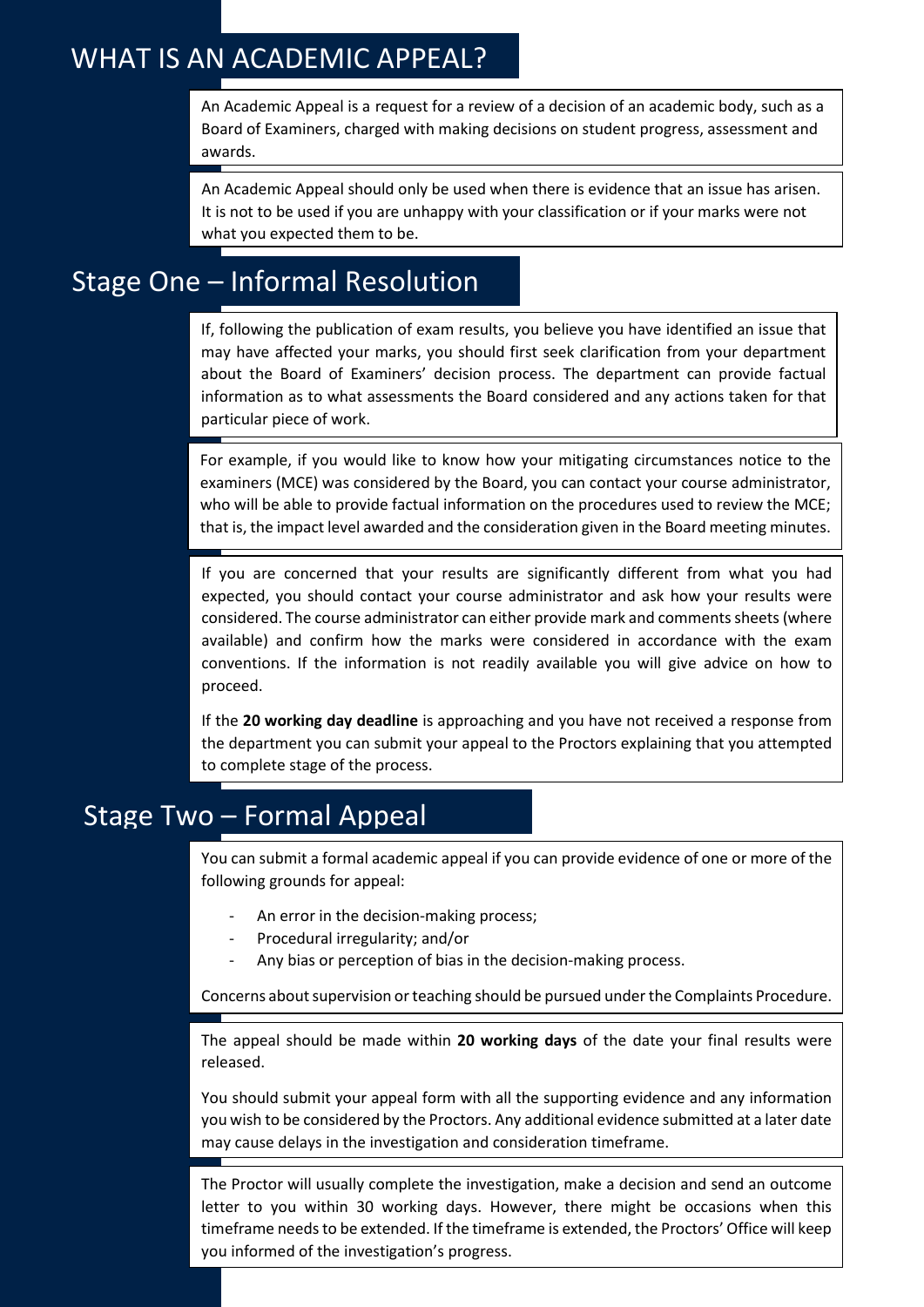# WHAT IS AN ACADEMIC APPEAL?

An Academic Appeal is a request for a review of a decision of an academic body, such as a Board of Examiners, charged with making decisions on student progress, assessment and awards.

An Academic Appeal should only be used when there is evidence that an issue has arisen. It is not to be used if you are unhappy with your classification or if your marks were not what you expected them to be.

# Stage One – Informal Resolution

If, following the publication of exam results, you believe you have identified an issue that may have affected your marks, you should first seek clarification from your department about the Board of Examiners' decision process. The department can provide factual information as to what assessments the Board considered and any actions taken for that particular piece of work.

For example, if you would like to know how your mitigating circumstances notice to the examiners (MCE) was considered by the Board, you can contact your course administrator, who will be able to provide factual information on the procedures used to review the MCE; that is, the impact level awarded and the consideration given in the Board meeting minutes.

If you are concerned that your results are significantly different from what you had expected, you should contact your course administrator and ask how your results were considered. The course administrator can either provide mark and comments sheets (where available) and confirm how the marks were considered in accordance with the exam conventions. If the information is not readily available you will give advice on how to proceed.

If the **20 working day deadline** is approaching and you have not received a response from the department you can submit your appeal to the Proctors explaining that you attempted to complete stage of the process.

# Stage Two – Formal Appeal

You can submit a formal academic appeal if you can provide evidence of one or more of the following grounds for appeal:

- An error in the decision-making process;
- Procedural irregularity; and/or
- Any bias or perception of bias in the decision-making process.

Concerns about supervision or teaching should be pursued under the Complaints Procedure.

The appeal should be made within **20 working days** of the date your final results were released.

You should submit your appeal form with all the supporting evidence and any information you wish to be considered by the Proctors. Any additional evidence submitted at a later date may cause delays in the investigation and consideration timeframe.

The Proctor will usually complete the investigation, make a decision and send an outcome letter to you within 30 working days. However, there might be occasions when this timeframe needs to be extended. If the timeframe is extended, the Proctors' Office will keep you informed of the investigation's progress.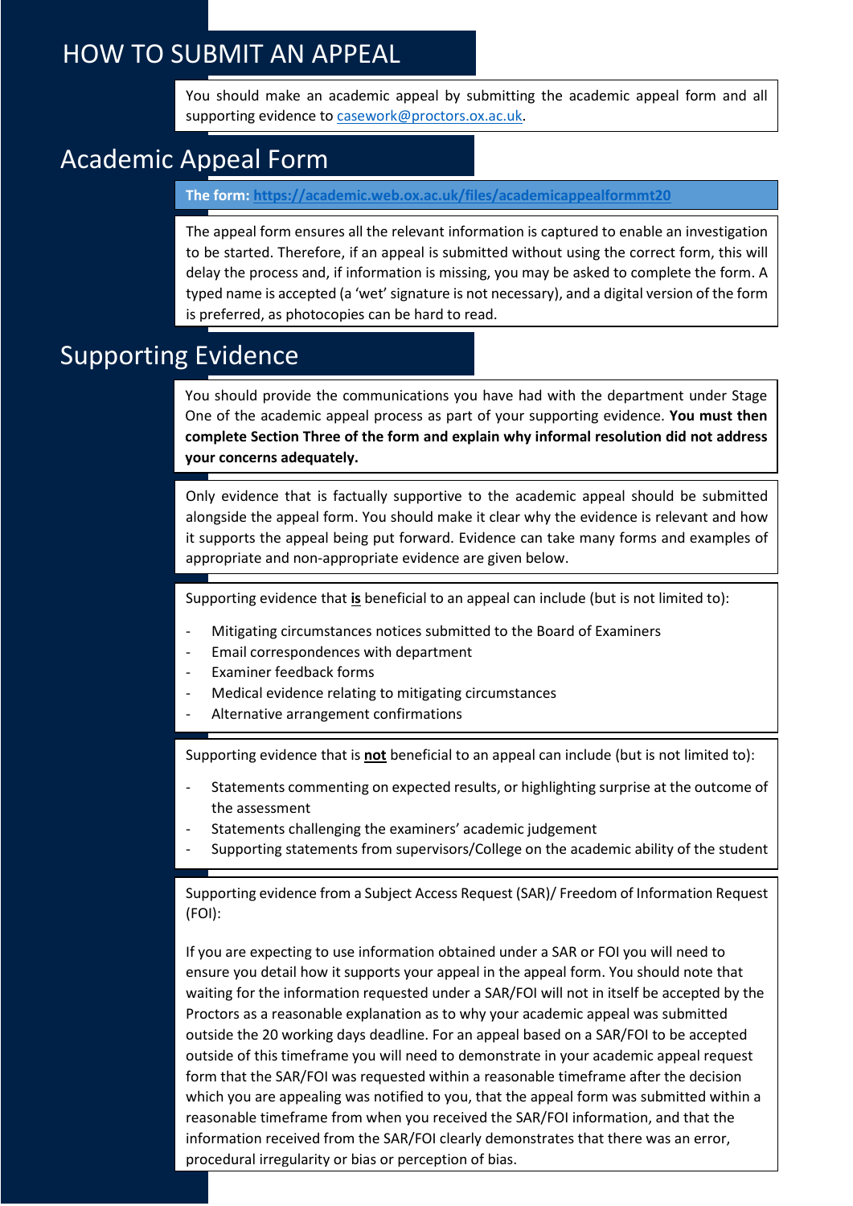# HOW TO SUBMIT AN APPEAL

You should make an academic appeal by submitting the academic appeal form and all supporting evidence to casework@proctors.ox.ac.uk.

## Academic Appeal Form

**The form: https://academic.web.ox.ac.uk/files/academicappealformmt20**

The appeal form ensures all the relevant information is captured to enable an investigation to be started. Therefore, if an appeal is submitted without using the correct form, this will delay the process and, if information is missing, you may be asked to complete the form. A typed name is accepted (a 'wet' signature is not necessary), and a digital version of the form is preferred, as photocopies can be hard to read.

## Supporting Evidence

You should provide the communications you have had with the department under Stage One of the academic appeal process as part of your supporting evidence. **You must then complete Section Three of the form and explain why informal resolution did not address your concerns adequately.**

Only evidence that is factually supportive to the academic appeal should be submitted alongside the appeal form. You should make it clear why the evidence is relevant and how it supports the appeal being put forward. Evidence can take many forms and examples of appropriate and non-appropriate evidence are given below.

Supporting evidence that <u>**is**</u> beneficial to an appeal can include (but is not limited to):

- Mitigating circumstances notices submitted to the Board of Examiners
- Email correspondences with department
- Examiner feedback forms
- Medical evidence relating to mitigating circumstances
- Alternative arrangement confirmations

Supporting evidence that is <u>**not**</u> beneficial to an appeal can include (but is not limited to):

- Statements commenting on expected results, or highlighting surprise at the outcome of the assessment
- Statements challenging the examiners' academic judgement
- Supporting statements from supervisors/College on the academic ability of the student

Supporting evidence from a Subject Access Request (SAR)/ Freedom of Information Request (FOI):

If you are expecting to use information obtained under a SAR or FOI you will need to ensure you detail how it supports your appeal in the appeal form. You should note that waiting for the information requested under a SAR/FOI will not in itself be accepted by the Proctors as a reasonable explanation as to why your academic appeal was submitted outside the 20 working days deadline. For an appeal based on a SAR/FOI to be accepted outside of this timeframe you will need to demonstrate in your academic appeal request form that the SAR/FOI was requested within a reasonable timeframe after the decision which you are appealing was notified to you, that the appeal form was submitted within a reasonable timeframe from when you received the SAR/FOI information, and that the information received from the SAR/FOI clearly demonstrates that there was an error, procedural irregularity or bias or perception of bias.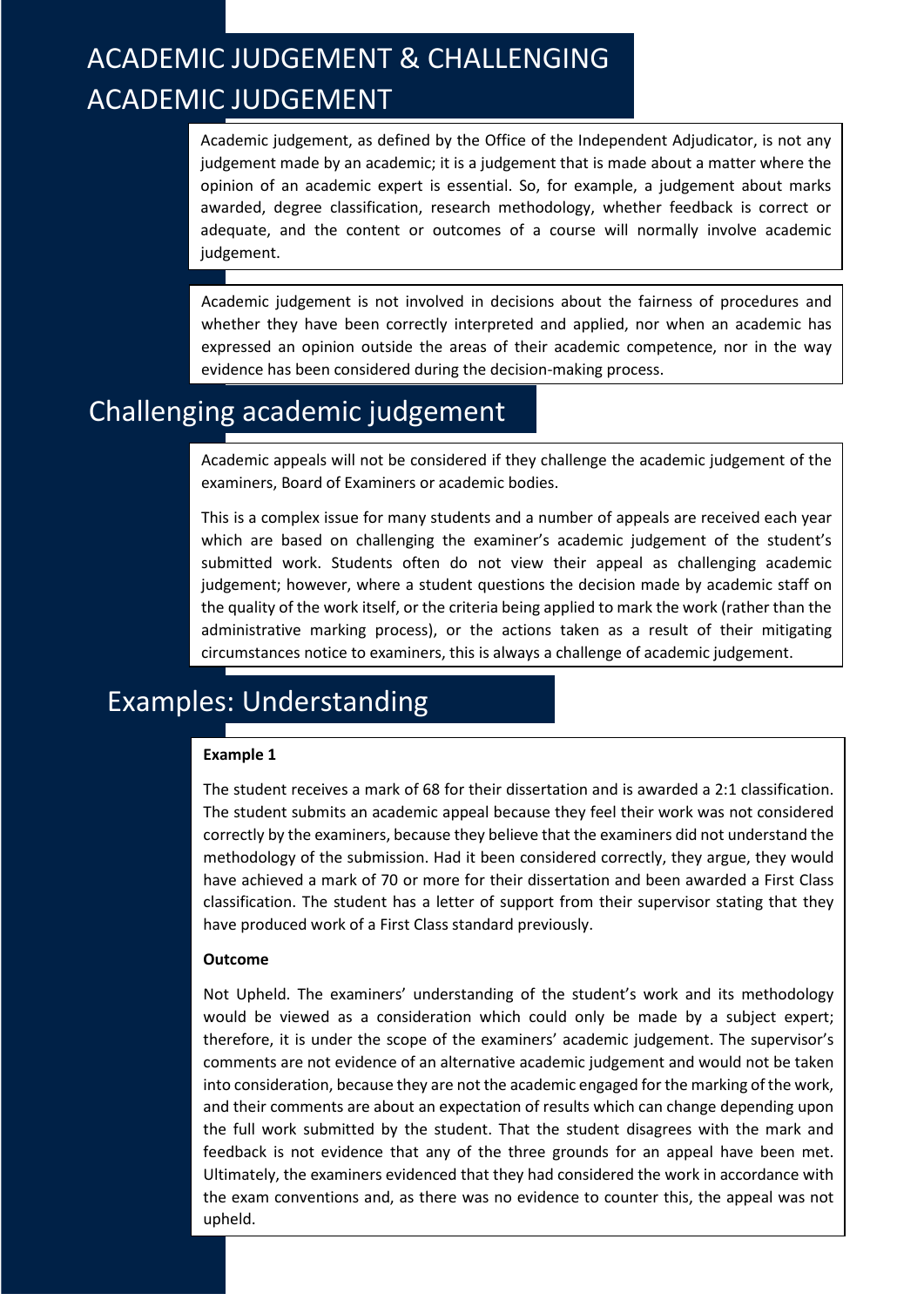# ACADEMIC JUDGEMENT & CHALLENGING ACADEMIC JUDGEMENT

Academic judgement, as defined by the Office of the Independent Adjudicator, is not any judgement made by an academic; it is a judgement that is made about a matter where the opinion of an academic expert is essential. So, for example, a judgement about marks awarded, degree classification, research methodology, whether feedback is correct or adequate, and the content or outcomes of a course will normally involve academic judgement.

Academic judgement is not involved in decisions about the fairness of procedures and whether they have been correctly interpreted and applied, nor when an academic has expressed an opinion outside the areas of their academic competence, nor in the way evidence has been considered during the decision-making process.

## Challenging academic judgement

Academic appeals will not be considered if they challenge the academic judgement of the examiners, Board of Examiners or academic bodies.

This is a complex issue for many students and a number of appeals are received each year which are based on challenging the examiner's academic judgement of the student's submitted work. Students often do not view their appeal as challenging academic judgement; however, where a student questions the decision made by academic staff on the quality of the work itself, or the criteria being applied to mark the work (rather than the administrative marking process), or the actions taken as a result of their mitigating circumstances notice to examiners, this is always a challenge of academic judgement.

## Examples: Understanding

**Example 1**

The student receives a mark of 68 for their dissertation and is awarded a 2:1 classification. The student submits an academic appeal because they feel their work was not considered correctly by the examiners, because they believe that the examiners did not understand the methodology of the submission. Had it been considered correctly, they argue, they would have achieved a mark of 70 or more for their dissertation and been awarded a First Class classification. The student has a letter of support from their supervisor stating that they have produced work of a First Class standard previously.

**Outcome**

Not Upheld. The examiners' understanding of the student's work and its methodology would be viewed as a consideration which could only be made by a subject expert; therefore, it is under the scope of the examiners' academic judgement. The supervisor's comments are not evidence of an alternative academic judgement and would not be taken into consideration, because they are not the academic engaged for the marking of the work, and their comments are about an expectation of results which can change depending upon the full work submitted by the student. That the student disagrees with the mark and feedback is not evidence that any of the three grounds for an appeal have been met. Ultimately, the examiners evidenced that they had considered the work in accordance with the exam conventions and, as there was no evidence to counter this, the appeal was not upheld.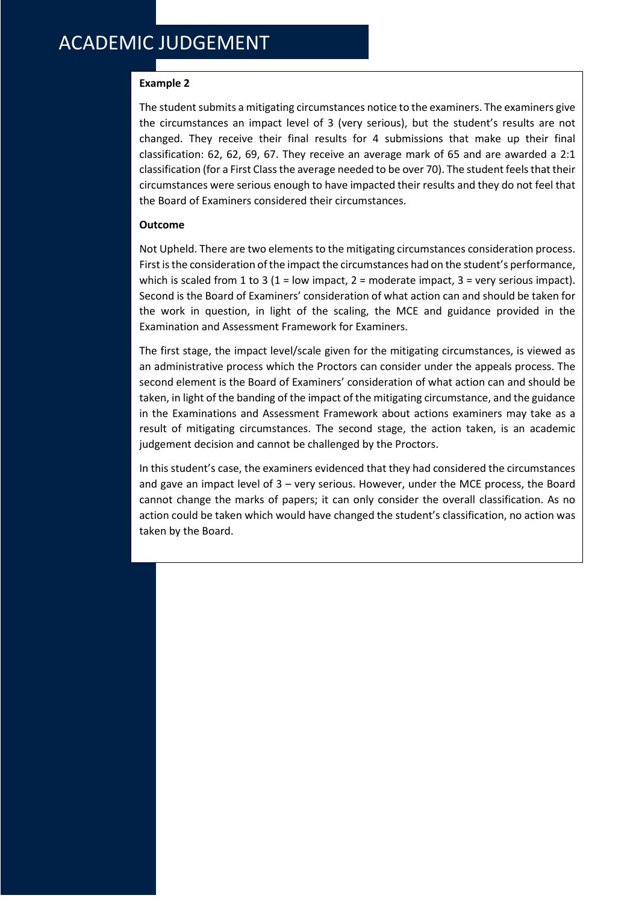# ACADEMIC JUDGEMENT

**Example 2**

The student submits a mitigating circumstances notice to the examiners. The examiners give the circumstances an impact level of 3 (very serious), but the student's results are not changed. They receive their final results for 4 submissions that make up their final classification: 62, 62, 69, 67. They receive an average mark of 65 and are awarded a 2:1 classification (for a First Class the average needed to be over 70). The student feels that their circumstances were serious enough to have impacted their results and they do not feel that the Board of Examiners considered their circumstances.

**Outcome**

Not Upheld. There are two elements to the mitigating circumstances consideration process. First is the consideration of the impact the circumstances had on the student's performance, which is scaled from 1 to 3 (1 = low impact, 2 = moderate impact, 3 = very serious impact). Second is the Board of Examiners' consideration of what action can and should be taken for the work in question, in light of the scaling, the MCE and guidance provided in the Examination and Assessment Framework for Examiners.

The first stage, the impact level/scale given for the mitigating circumstances, is viewed as an administrative process which the Proctors can consider under the appeals process. The second element is the Board of Examiners' consideration of what action can and should be taken, in light of the banding of the impact of the mitigating circumstance, and the guidance in the Examinations and Assessment Framework about actions examiners may take as a result of mitigating circumstances. The second stage, the action taken, is an academic judgement decision and cannot be challenged by the Proctors.

In this student's case, the examiners evidenced that they had considered the circumstances and gave an impact level of 3 – very serious. However, under the MCE process, the Board cannot change the marks of papers; it can only consider the overall classification. As no action could be taken which would have changed the student's classification, no action was taken by the Board.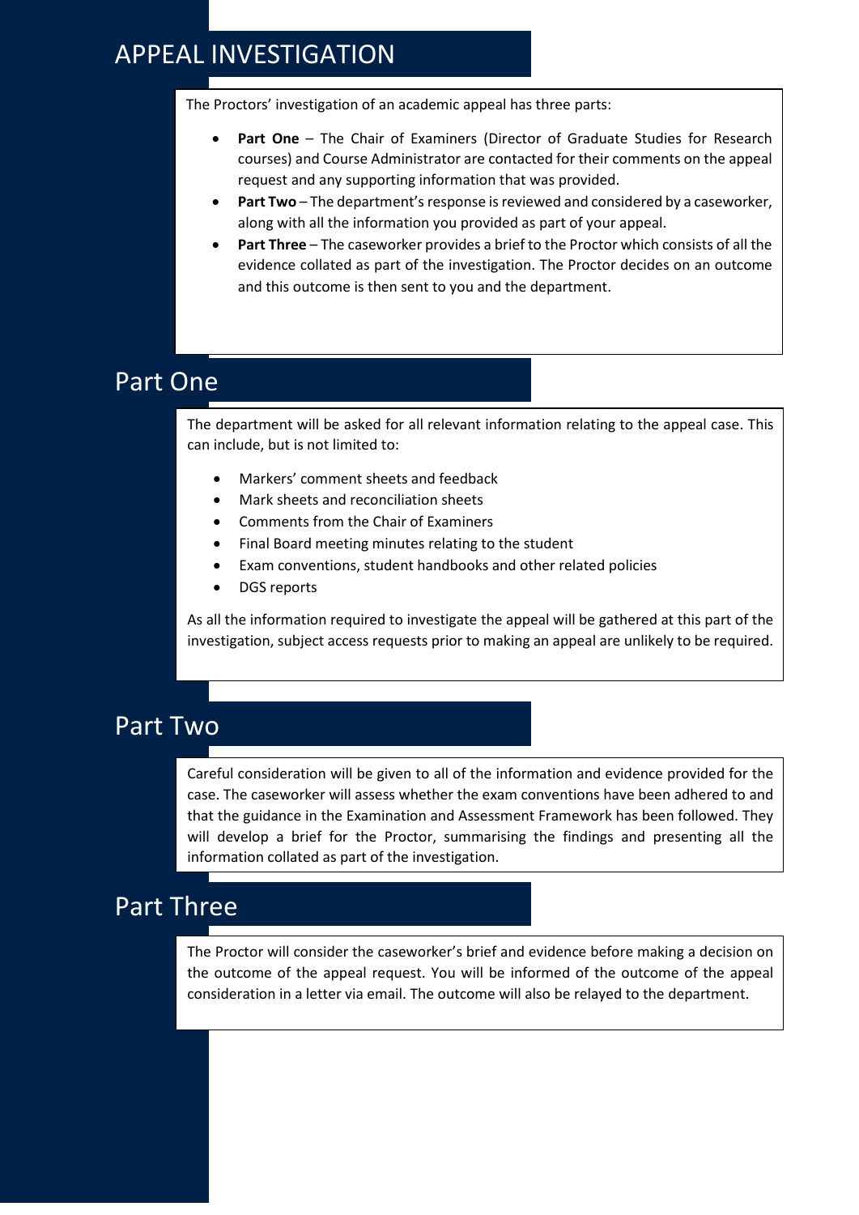# APPEAL INVESTIGATION

The Proctors' investigation of an academic appeal has three parts:

- **Part One** – The Chair of Examiners (Director of Graduate Studies for Research courses) and Course Administrator are contacted for their comments on the appeal request and any supporting information that was provided.
- **Part Two** – The department's response is reviewed and considered by a caseworker, along with all the information you provided as part of your appeal.
- **Part Three** – The caseworker provides a brief to the Proctor which consists of all the evidence collated as part of the investigation. The Proctor decides on an outcome and this outcome is then sent to you and the department.

## Part One

The department will be asked for all relevant information relating to the appeal case. This can include, but is not limited to:

- Markers' comment sheets and feedback
- Mark sheets and reconciliation sheets
- Comments from the Chair of Examiners
- Final Board meeting minutes relating to the student
- Exam conventions, student handbooks and other related policies
- DGS reports

As all the information required to investigate the appeal will be gathered at this part of the investigation, subject access requests prior to making an appeal are unlikely to be required.

## Part Two

Careful consideration will be given to all of the information and evidence provided for the case. The caseworker will assess whether the exam conventions have been adhered to and that the guidance in the Examination and Assessment Framework has been followed. They will develop a brief for the Proctor, summarising the findings and presenting all the information collated as part of the investigation.

## Part Three

The Proctor will consider the caseworker's brief and evidence before making a decision on the outcome of the appeal request. You will be informed of the outcome of the appeal consideration in a letter via email. The outcome will also be relayed to the department.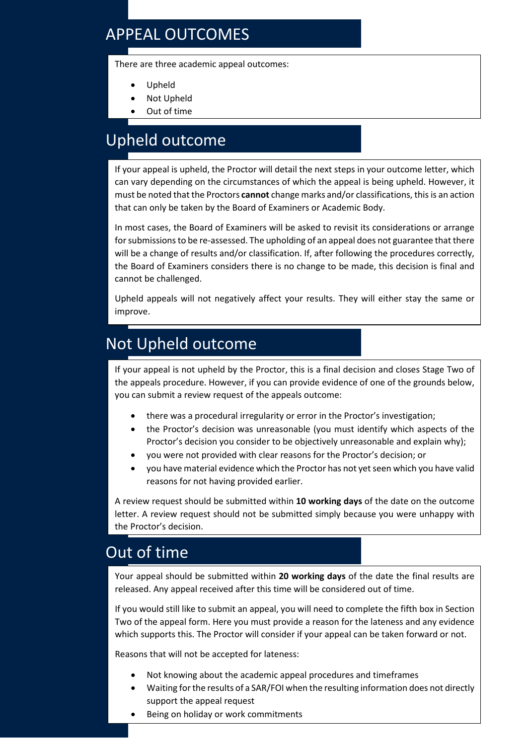# APPEAL OUTCOMES

There are three academic appeal outcomes:

- Upheld
- Not Upheld
- Out of time

## Upheld outcome

If your appeal is upheld, the Proctor will detail the next steps in your outcome letter, which can vary depending on the circumstances of which the appeal is being upheld. However, it must be noted that the Proctors **cannot** change marks and/or classifications, this is an action that can only be taken by the Board of Examiners or Academic Body.

In most cases, the Board of Examiners will be asked to revisit its considerations or arrange for submissions to be re-assessed. The upholding of an appeal does not guarantee that there will be a change of results and/or classification. If, after following the procedures correctly, the Board of Examiners considers there is no change to be made, this decision is final and cannot be challenged.

Upheld appeals will not negatively affect your results. They will either stay the same or improve.

## Not Upheld outcome

If your appeal is not upheld by the Proctor, this is a final decision and closes Stage Two of the appeals procedure. However, if you can provide evidence of one of the grounds below, you can submit a review request of the appeals outcome:

- there was a procedural irregularity or error in the Proctor's investigation;
- the Proctor's decision was unreasonable (you must identify which aspects of the Proctor's decision you consider to be objectively unreasonable and explain why);
- you were not provided with clear reasons for the Proctor's decision; or
- you have material evidence which the Proctor has not yet seen which you have valid reasons for not having provided earlier.

A review request should be submitted within **10 working days** of the date on the outcome letter. A review request should not be submitted simply because you were unhappy with the Proctor's decision.

## Out of time

Your appeal should be submitted within **20 working days** of the date the final results are released. Any appeal received after this time will be considered out of time.

If you would still like to submit an appeal, you will need to complete the fifth box in Section Two of the appeal form. Here you must provide a reason for the lateness and any evidence which supports this. The Proctor will consider if your appeal can be taken forward or not.

Reasons that will not be accepted for lateness:

- Not knowing about the academic appeal procedures and timeframes
- Waiting for the results of a SAR/FOI when the resulting information does not directly support the appeal request
- Being on holiday or work commitments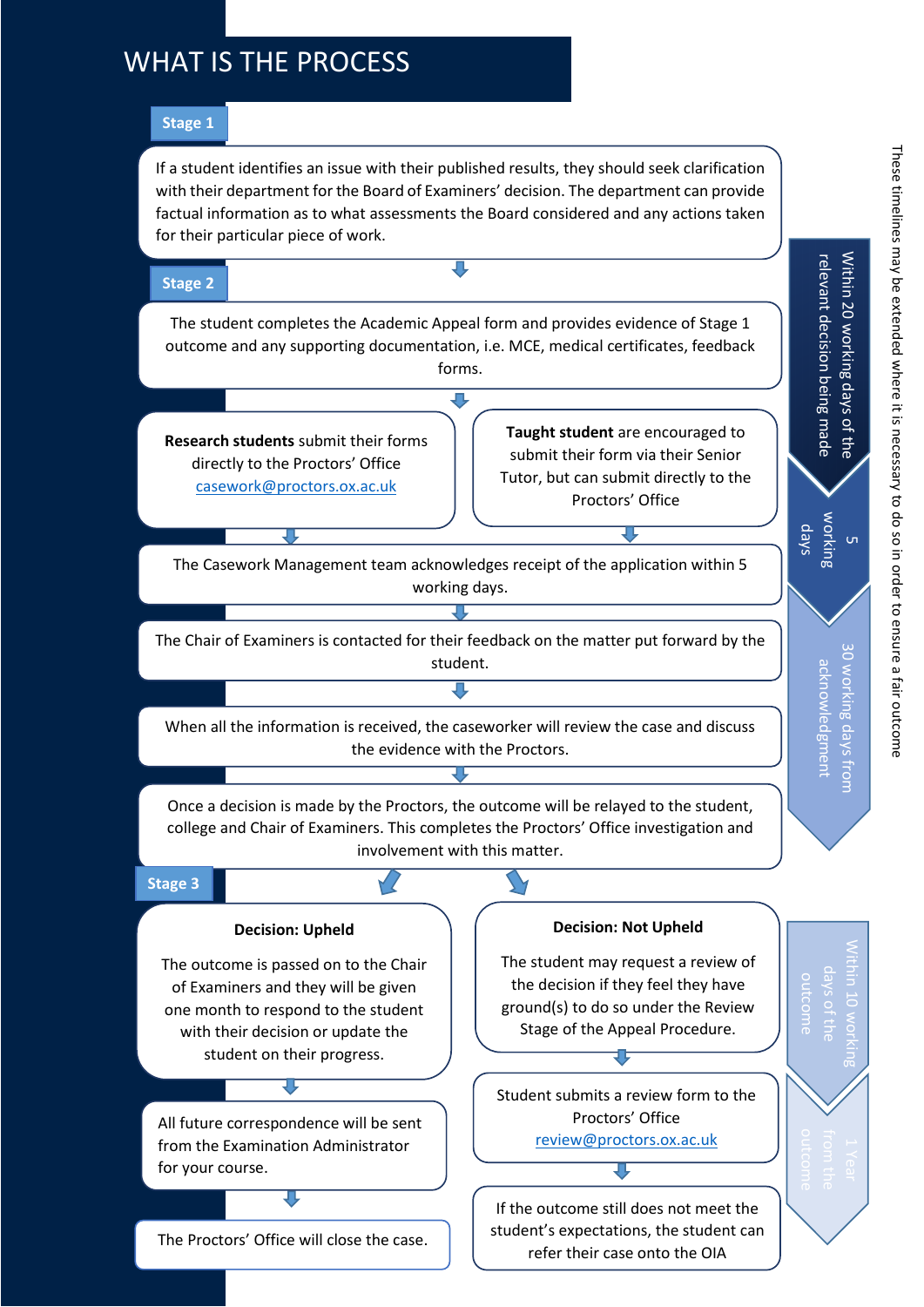# WHAT IS THE PROCESS

**Stage 1**

If a student identifies an issue with their published results, they should seek clarification with their department for the Board of Examiners' decision. The department can provide factual information as to what assessments the Board considered and any actions taken for their particular piece of work.

**Stage 2**

The student completes the Academic Appeal form and provides evidence of Stage 1 outcome and any supporting documentation, i.e. MCE, medical certificates, feedback forms.

**Research students** submit their forms directly to the Proctors' Office casework@proctors.ox.ac.uk

**Taught student** are encouraged to submit their form via their Senior Tutor, but can submit directly to the Proctors' Office

The Casework Management team acknowledges receipt of the application within 5 working days.

The Chair of Examiners is contacted for their feedback on the matter put forward by the student.

When all the information is received, the caseworker will review the case and discuss the evidence with the Proctors.

Once a decision is made by the Proctors, the outcome will be relayed to the student, college and Chair of Examiners. This completes the Proctors' Office investigation and involvement with this matter.

**Stage 3**

**Decision: Upheld**

The outcome is passed on to the Chair of Examiners and they will be given one month to respond to the student with their decision or update the student on their progress.

All future correspondence will be sent from the Examination Administrator for your course.

The Proctors' Office will close the case.

**Decision: Not Upheld**

The student may request a review of the decision if they feel they have ground(s) to do so under the Review Stage of the Appeal Procedure.

Student submits a review form to the Proctors' Office review@proctors.ox.ac.uk

If the outcome still does not meet the student's expectations, the student can refer their case onto the OIA

**Timelines:**

- Within 20 working days of the relevant decision being made
- 5 working days
- 30 working days from acknowledgment
- Within 10 working days of the outcome
- 1 Year from the outcome

These timelines may be extended where it is necessary to do so in order to ensure a fair outcome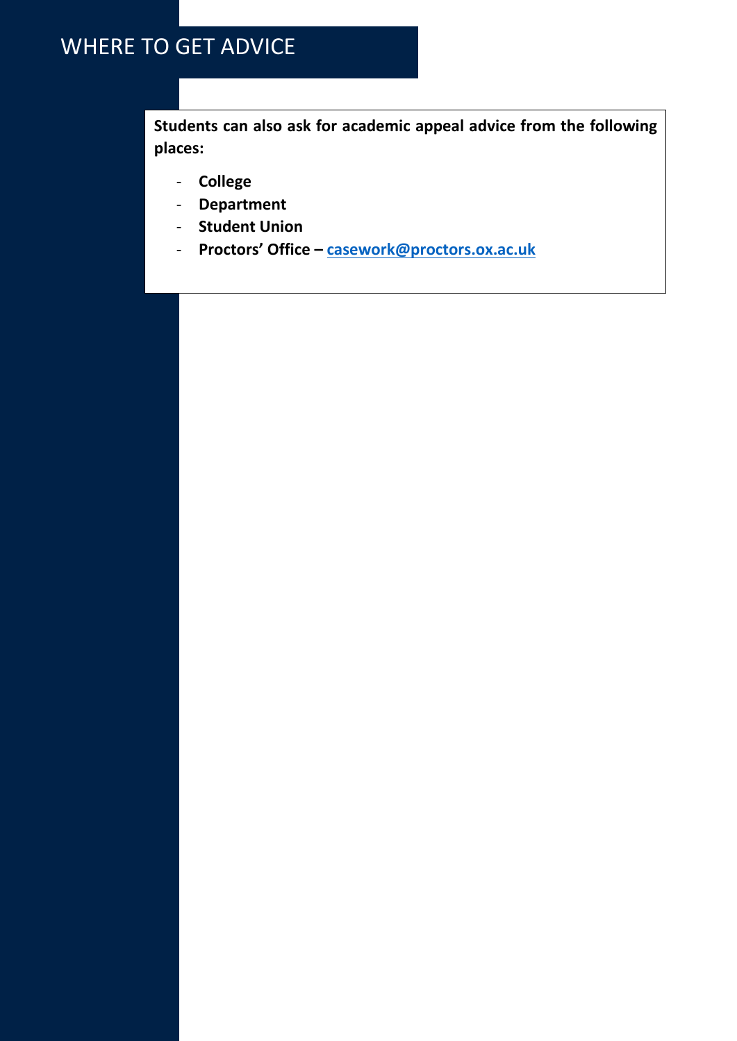# WHERE TO GET ADVICE

**Students can also ask for academic appeal advice from the following places:**

- **College**
- **Department**
- **Student Union**
- **Proctors' Office – casework@proctors.ox.ac.uk**